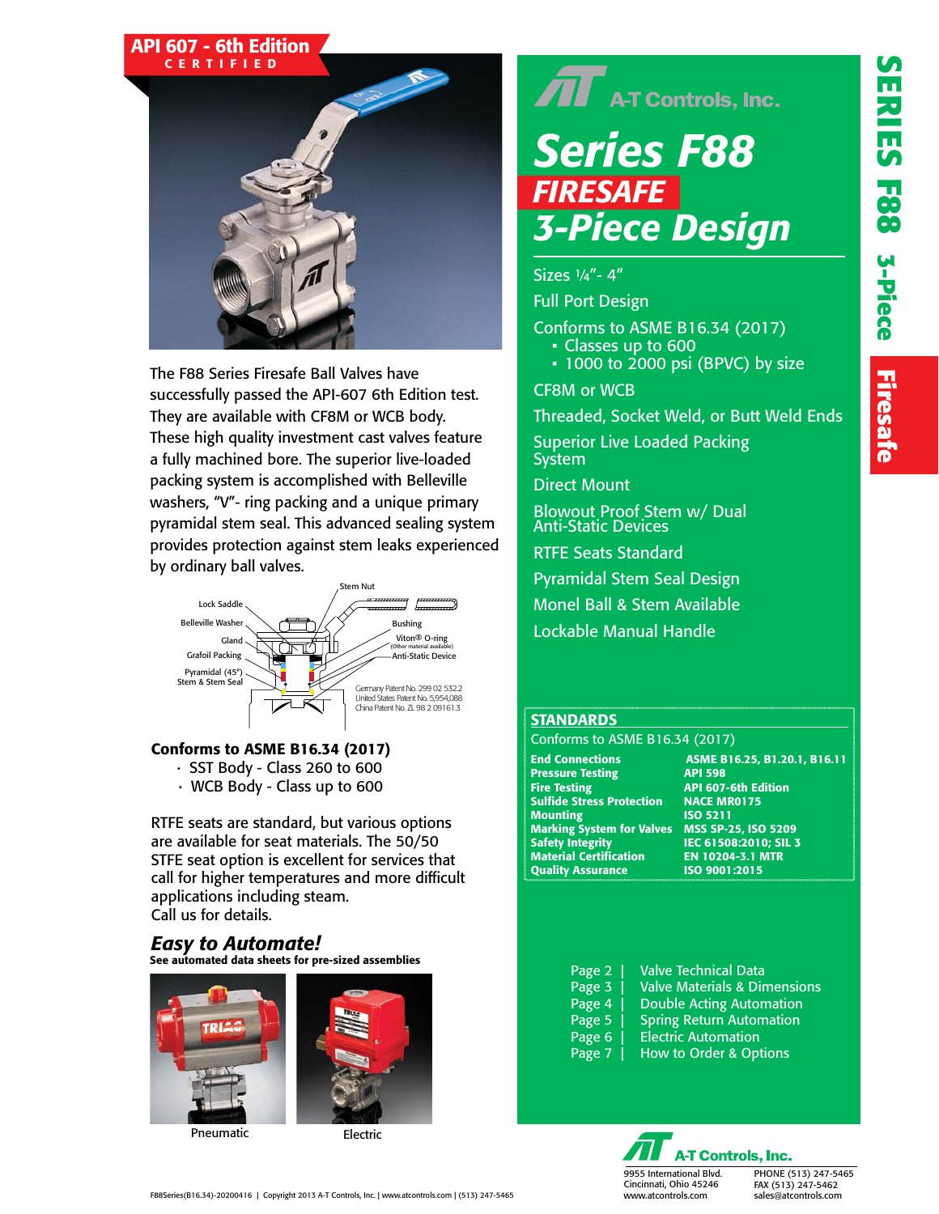**API 607 - 6th Edition CERTIFIED**

# A-T Controls, Inc.

# Series F88

## FIRESAFE

## 3-Piece Design

- Sizes ¼"- 4"
- Full Port Design
- Conforms to ASME B16.34 (2017)
  - Classes up to 600
  - 1000 to 2000 psi (BPVC) by size
- CF8M or WCB
- Threaded, Socket Weld, or Butt Weld Ends
- Superior Live Loaded Packing System
- Direct Mount
- Blowout Proof Stem w/ Dual Anti-Static Devices
- RTFE Seats Standard
- Pyramidal Stem Seal Design
- Monel Ball & Stem Available
- Lockable Manual Handle

The F88 Series Firesafe Ball Valves have successfully passed the API-607 6th Edition test. They are available with CF8M or WCB body. These high quality investment cast valves feature a fully machined bore. The superior live-loaded packing system is accomplished with Belleville washers, "V"- ring packing and a unique primary pyramidal stem seal. This advanced sealing system provides protection against stem leaks experienced by ordinary ball valves.

Lock Saddle, Belleville Washer, Gland, Grafoil Packing, Pyramidal (45°) Stem & Stem Seal, Stem Nut, Bushing, Viton® O-ring (Other material available), Anti-Static Device

Germany Patent No. 299 02 532.2
United States Patent No. 5,954,088
China Patent No. ZL 98 2 09161.3

**Conforms to ASME B16.34 (2017)**
- SST Body - Class 260 to 600
- WCB Body - Class up to 600

RTFE seats are standard, but various options are available for seat materials. The 50/50 STFE seat option is excellent for services that call for higher temperatures and more difficult applications including steam.
Call us for details.

### *Easy to Automate!*

**See automated data sheets for pre-sized assemblies**

Pneumatic

Electric

## STANDARDS

Conforms to ASME B16.34 (2017)

| | |
|---|---|
| **End Connections** | **ASME B16.25, B1.20.1, B16.11** |
| **Pressure Testing** | **API 598** |
| **Fire Testing** | **API 607-6th Edition** |
| **Sulfide Stress Protection** | **NACE MR0175** |
| **Mounting** | **ISO 5211** |
| **Marking System for Valves** | **MSS SP-25, ISO 5209** |
| **Safety Integrity** | **IEC 61508:2010; SIL 3** |
| **Material Certification** | **EN 10204-3.1 MTR** |
| **Quality Assurance** | **ISO 9001:2015** |

| | |
|---|---|
| Page 2 | Valve Technical Data |
| Page 3 | Valve Materials & Dimensions |
| Page 4 | Double Acting Automation |
| Page 5 | Spring Return Automation |
| Page 6 | Electric Automation |
| Page 7 | How to Order & Options |

**A-T Controls, Inc.**
9955 International Blvd.
Cincinnati, Ohio 45246
www.atcontrols.com
PHONE (513) 247-5465
FAX (513) 247-5462
sales@atcontrols.com

F88Series(B16.34)-20200416 | Copyright 2013 A-T Controls, Inc. | www.atcontrols.com | (513) 247-5465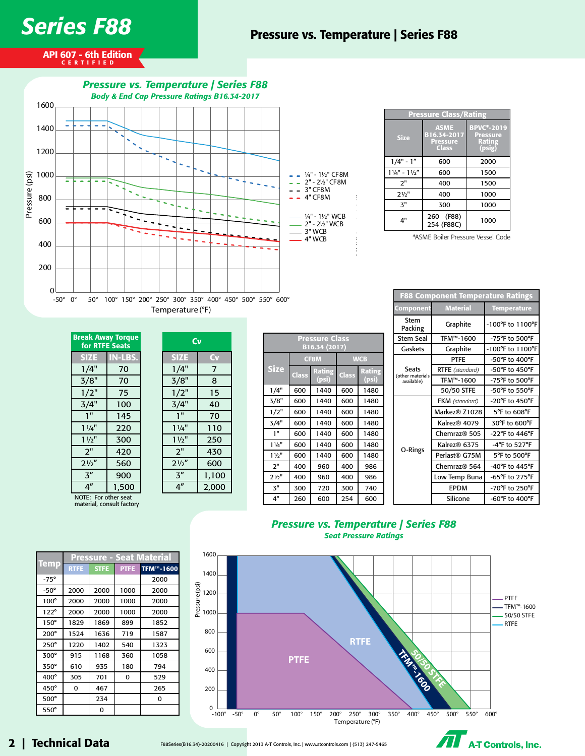# Series F88

API 607 - 6th Edition CERTIFIED

## Pressure vs. Temperature | Series F88

### Pressure vs. Temperature | Series F88
*Body & End Cap Pressure Ratings B16.34-2017*

Pressure (psi): 0, 200, 400, 600, 800, 1000, 1200, 1400, 1600

Temperature (°F): -50°, 0°, 50°, 100°, 150°, 200°, 250°, 300°, 350°, 400°, 450°, 500°, 550°, 600°

Legend:
- ¼" - 1½" CF8M
- 2" - 2½" CF8M
- 3" CF8M
- 4" CF8M
- ¼" - 1½" WCB
- 2" - 2½" WCB
- 3" WCB
- 4" WCB

| Pressure Class/Rating | | |
|---|---|---|
| Size | ASME B16.34-2017 Pressure Class | BPVC*-2019 Pressure Rating (psig) |
| 1/4" - 1" | 600 | 2000 |
| 1¼" - 1½" | 600 | 1500 |
| 2" | 400 | 1500 |
| 2½" | 400 | 1000 |
| 3" | 300 | 1000 |
| 4" | 260 (F88) 254 (F88C) | 1000 |

*ASME Boiler Pressure Vessel Code

| F88 Component Temperature Ratings | | |
|---|---|---|
| Component | Material | Temperature |
| Stem Packing | Graphite | -100°F to 1100°F |
| Stem Seal | TFM™-1600 | -75°F to 500°F |
| Gaskets | Graphite | -100°F to 1100°F |
| Seats (other materials available) | PTFE | -50°F to 400°F |
| | RTFE *(standard)* | -50°F to 450°F |
| | TFM™-1600 | -75°F to 500°F |
| | 50/50 STFE | -50°F to 550°F |
| O-Rings | FKM *(standard)* | -20°F to 450°F |
| | Markez® Z1028 | 5°F to 608°F |
| | Kalrez® 4079 | 30°F to 600°F |
| | Chemraz® 505 | -22°F to 446°F |
| | Kalrez® 6375 | -4°F to 527°F |
| | Perlast® G75M | 5°F to 500°F |
| | Chemraz® 564 | -40°F to 445°F |
| | Low Temp Buna | -65°F to 275°F |
| | EPDM | -70°F to 250°F |
| | Silicone | -60°F to 400°F |

| Break Away Torque for RTFE Seats | |
|---|---|
| SIZE | IN-LBS. |
| 1/4" | 70 |
| 3/8" | 70 |
| 1/2" | 75 |
| 3/4" | 100 |
| 1" | 145 |
| 1¼" | 220 |
| 1½" | 300 |
| 2" | 420 |
| 2½" | 560 |
| 3" | 900 |
| 4" | 1,500 |

NOTE: For other seat material, consult factory

| Cv | |
|---|---|
| SIZE | Cv |
| 1/4" | 7 |
| 3/8" | 8 |
| 1/2" | 15 |
| 3/4" | 40 |
| 1" | 70 |
| 1¼" | 110 |
| 1½" | 250 |
| 2" | 430 |
| 2½" | 600 |
| 3" | 1,100 |
| 4" | 2,000 |

| Pressure Class B16.34 (2017) | | | | |
|---|---|---|---|---|
| Size | CF8M | | WCB | |
| | Class | Rating (psi) | Class | Rating (psi) |
| 1/4" | 600 | 1440 | 600 | 1480 |
| 3/8" | 600 | 1440 | 600 | 1480 |
| 1/2" | 600 | 1440 | 600 | 1480 |
| 3/4" | 600 | 1440 | 600 | 1480 |
| 1" | 600 | 1440 | 600 | 1480 |
| 1¼" | 600 | 1440 | 600 | 1480 |
| 1½" | 600 | 1440 | 600 | 1480 |
| 2" | 400 | 960 | 400 | 986 |
| 2½" | 400 | 960 | 400 | 986 |
| 3" | 300 | 720 | 300 | 740 |
| 4" | 260 | 600 | 254 | 600 |

| Temp | Pressure - Seat Material | | | |
|---|---|---|---|---|
| | RTFE | STFE | PTFE | TFM™-1600 |
| -75° | | | | 2000 |
| -50° | 2000 | 2000 | 1000 | 2000 |
| 100° | 2000 | 2000 | 1000 | 2000 |
| 122° | 2000 | 2000 | 1000 | 2000 |
| 150° | 1829 | 1869 | 899 | 1852 |
| 200° | 1524 | 1636 | 719 | 1587 |
| 250° | 1220 | 1402 | 540 | 1323 |
| 300° | 915 | 1168 | 360 | 1058 |
| 350° | 610 | 935 | 180 | 794 |
| 400° | 305 | 701 | 0 | 529 |
| 450° | 0 | 467 | | 265 |
| 500° | | 234 | | 0 |
| 550° | | 0 | | |

### Pressure vs. Temperature | Series F88
*Seat Pressure Ratings*

Pressure (psi): 0, 200, 400, 600, 800, 1000, 1200, 1400, 1600

Temperature (°F): -100°, -50°, 0°, 50°, 100°, 150°, 200°, 250°, 300°, 350°, 400°, 450°, 500°, 550°, 600°

Regions: PTFE, RTFE, TFM™-1600, 50/50 STFE

Legend:
- PTFE
- TFM™-1600
- 50/50 STFE
- RTFE

## Technical Data

F88Series(B16.34)-20200416 | Copyright 2013 A-T Controls, Inc. | www.atcontrols.com | (513) 247-5465

A-T Controls, Inc.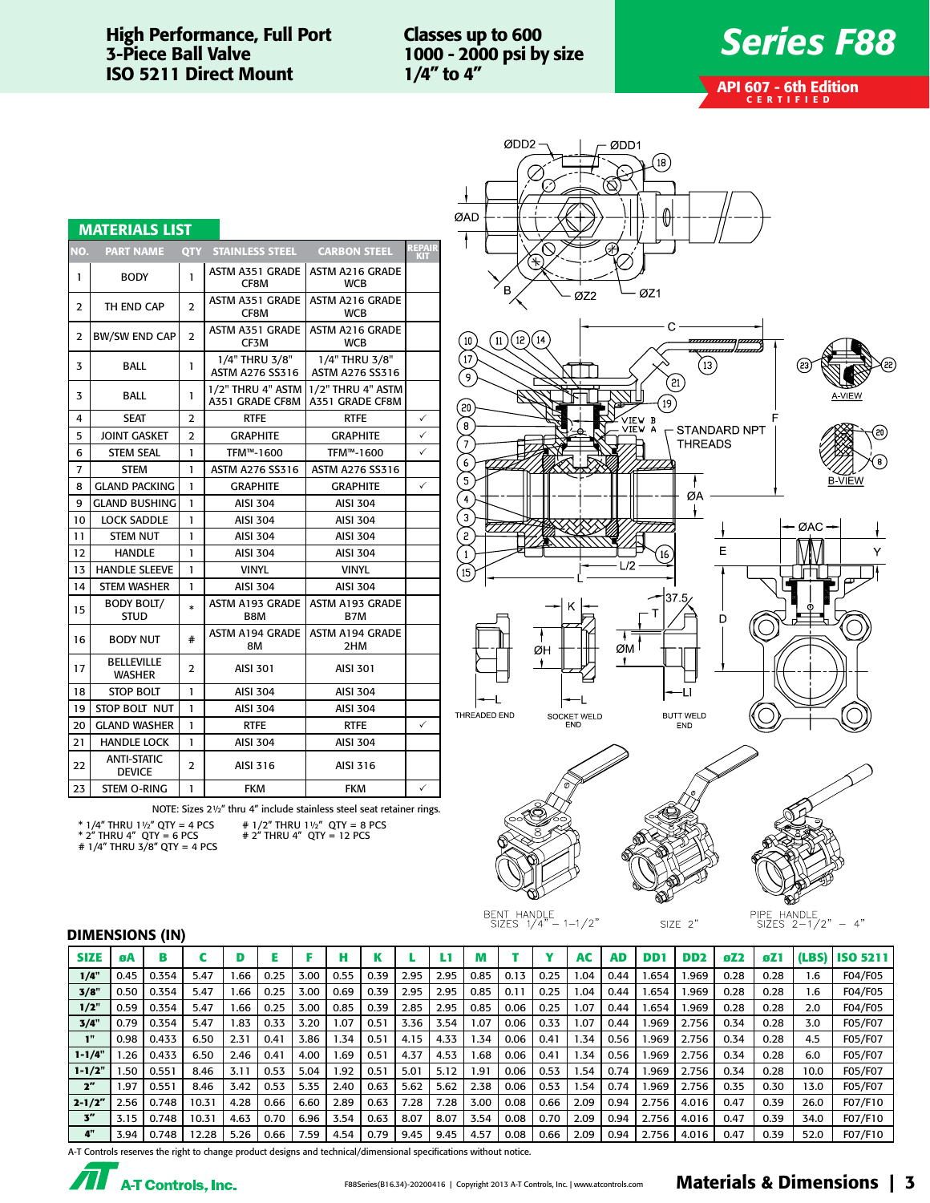# Series F88

**High Performance, Full Port 3-Piece Ball Valve ISO 5211 Direct Mount**

**Classes up to 600 1000 - 2000 psi by size 1/4" to 4"**

**API 607 - 6th Edition CERTIFIED**

## MATERIALS LIST

| NO. | PART NAME | QTY | STAINLESS STEEL | CARBON STEEL | REPAIR KIT |
|---|---|---|---|---|---|
| 1 | BODY | 1 | ASTM A351 GRADE CF8M | ASTM A216 GRADE WCB | |
| 2 | TH END CAP | 2 | ASTM A351 GRADE CF8M | ASTM A216 GRADE WCB | |
| 2 | BW/SW END CAP | 2 | ASTM A351 GRADE CF3M | ASTM A216 GRADE WCB | |
| 3 | BALL | 1 | 1/4" THRU 3/8" ASTM A276 SS316 | 1/4" THRU 3/8" ASTM A276 SS316 | |
| 3 | BALL | 1 | 1/2" THRU 4" ASTM A351 GRADE CF8M | 1/2" THRU 4" ASTM A351 GRADE CF8M | |
| 4 | SEAT | 2 | RTFE | RTFE | ✓ |
| 5 | JOINT GASKET | 2 | GRAPHITE | GRAPHITE | ✓ |
| 6 | STEM SEAL | 1 | TFM™-1600 | TFM™-1600 | ✓ |
| 7 | STEM | 1 | ASTM A276 SS316 | ASTM A276 SS316 | |
| 8 | GLAND PACKING | 1 | GRAPHITE | GRAPHITE | ✓ |
| 9 | GLAND BUSHING | 1 | AISI 304 | AISI 304 | |
| 10 | LOCK SADDLE | 1 | AISI 304 | AISI 304 | |
| 11 | STEM NUT | 1 | AISI 304 | AISI 304 | |
| 12 | HANDLE | 1 | AISI 304 | AISI 304 | |
| 13 | HANDLE SLEEVE | 1 | VINYL | VINYL | |
| 14 | STEM WASHER | 1 | AISI 304 | AISI 304 | |
| 15 | BODY BOLT/ STUD | * | ASTM A193 GRADE B8M | ASTM A193 GRADE B7M | |
| 16 | BODY NUT | # | ASTM A194 GRADE 8M | ASTM A194 GRADE 2HM | |
| 17 | BELLEVILLE WASHER | 2 | AISI 301 | AISI 301 | |
| 18 | STOP BOLT | 1 | AISI 304 | AISI 304 | |
| 19 | STOP BOLT NUT | 1 | AISI 304 | AISI 304 | |
| 20 | GLAND WASHER | 1 | RTFE | RTFE | ✓ |
| 21 | HANDLE LOCK | 1 | AISI 304 | AISI 304 | |
| 22 | ANTI-STATIC DEVICE | 2 | AISI 316 | AISI 316 | |
| 23 | STEM O-RING | 1 | FKM | FKM | ✓ |

NOTE: Sizes 2½" thru 4" include stainless steel seat retainer rings.

\* 1/4" THRU 1½" QTY = 4 PCS
\* 2" THRU 4" QTY = 6 PCS
\# 1/4" THRU 3/8" QTY = 4 PCS
\# 1/2" THRU 1½" QTY = 8 PCS
\# 2" THRU 4" QTY = 12 PCS

THREADED END — SOCKET WELD END — BUTT WELD END

STANDARD NPT THREADS

A-VIEW — B-VIEW

BENT HANDLE SIZES 1/4" – 1-1/2" — SIZE 2" — PIPE HANDLE SIZES 2-1/2" – 4"

## DIMENSIONS (IN)

| SIZE | øA | B | C | D | E | F | H | K | L | L1 | M | T | Y | AC | AD | DD1 | DD2 | øZ2 | øZ1 | (LBS) | ISO 5211 |
|---|---|---|---|---|---|---|---|---|---|---|---|---|---|---|---|---|---|---|---|---|---|
| 1/4" | 0.45 | 0.354 | 5.47 | 1.66 | 0.25 | 3.00 | 0.55 | 0.39 | 2.95 | 2.95 | 0.85 | 0.13 | 0.25 | 1.04 | 0.44 | 1.654 | 1.969 | 0.28 | 0.28 | 1.6 | F04/F05 |
| 3/8" | 0.50 | 0.354 | 5.47 | 1.66 | 0.25 | 3.00 | 0.69 | 0.39 | 2.95 | 2.95 | 0.85 | 0.11 | 0.25 | 1.04 | 0.44 | 1.654 | 1.969 | 0.28 | 0.28 | 1.6 | F04/F05 |
| 1/2" | 0.59 | 0.354 | 5.47 | 1.66 | 0.25 | 3.00 | 0.85 | 0.39 | 2.85 | 2.95 | 0.85 | 0.06 | 0.25 | 1.07 | 0.44 | 1.654 | 1.969 | 0.28 | 0.28 | 2.0 | F04/F05 |
| 3/4" | 0.79 | 0.354 | 5.47 | 1.83 | 0.33 | 3.20 | 1.07 | 0.51 | 3.36 | 3.54 | 1.07 | 0.06 | 0.33 | 1.07 | 0.44 | 1.969 | 2.756 | 0.34 | 0.28 | 3.0 | F05/F07 |
| 1" | 0.98 | 0.433 | 6.50 | 2.31 | 0.41 | 3.86 | 1.34 | 0.51 | 4.15 | 4.33 | 1.34 | 0.06 | 0.41 | 1.34 | 0.56 | 1.969 | 2.756 | 0.34 | 0.28 | 4.5 | F05/F07 |
| 1-1/4" | 1.26 | 0.433 | 6.50 | 2.46 | 0.41 | 4.00 | 1.69 | 0.51 | 4.37 | 4.53 | 1.68 | 0.06 | 0.41 | 1.34 | 0.56 | 1.969 | 2.756 | 0.34 | 0.28 | 6.0 | F05/F07 |
| 1-1/2" | 1.50 | 0.551 | 8.46 | 3.11 | 0.53 | 5.04 | 1.92 | 0.51 | 5.01 | 5.12 | 1.91 | 0.06 | 0.53 | 1.54 | 0.74 | 1.969 | 2.756 | 0.34 | 0.28 | 10.0 | F05/F07 |
| 2" | 1.97 | 0.551 | 8.46 | 3.42 | 0.53 | 5.35 | 2.40 | 0.63 | 5.62 | 5.62 | 2.38 | 0.06 | 0.53 | 1.54 | 0.74 | 1.969 | 2.756 | 0.35 | 0.30 | 13.0 | F05/F07 |
| 2-1/2" | 2.56 | 0.748 | 10.31 | 4.28 | 0.66 | 6.60 | 2.89 | 0.63 | 7.28 | 7.28 | 3.00 | 0.08 | 0.66 | 2.09 | 0.94 | 2.756 | 4.016 | 0.47 | 0.39 | 26.0 | F07/F10 |
| 3" | 3.15 | 0.748 | 10.31 | 4.63 | 0.70 | 6.96 | 3.54 | 0.63 | 8.07 | 8.07 | 3.54 | 0.08 | 0.70 | 2.09 | 0.94 | 2.756 | 4.016 | 0.47 | 0.39 | 34.0 | F07/F10 |
| 4" | 3.94 | 0.748 | 12.28 | 5.26 | 0.66 | 7.59 | 4.54 | 0.79 | 9.45 | 9.45 | 4.57 | 0.08 | 0.66 | 2.09 | 0.94 | 2.756 | 4.016 | 0.47 | 0.39 | 52.0 | F07/F10 |

A-T Controls reserves the right to change product designs and technical/dimensional specifications without notice.

A-T Controls, Inc.

F88Series(B16.34)-20200416 | Copyright 2013 A-T Controls, Inc. | www.atcontrols.com

**Materials & Dimensions**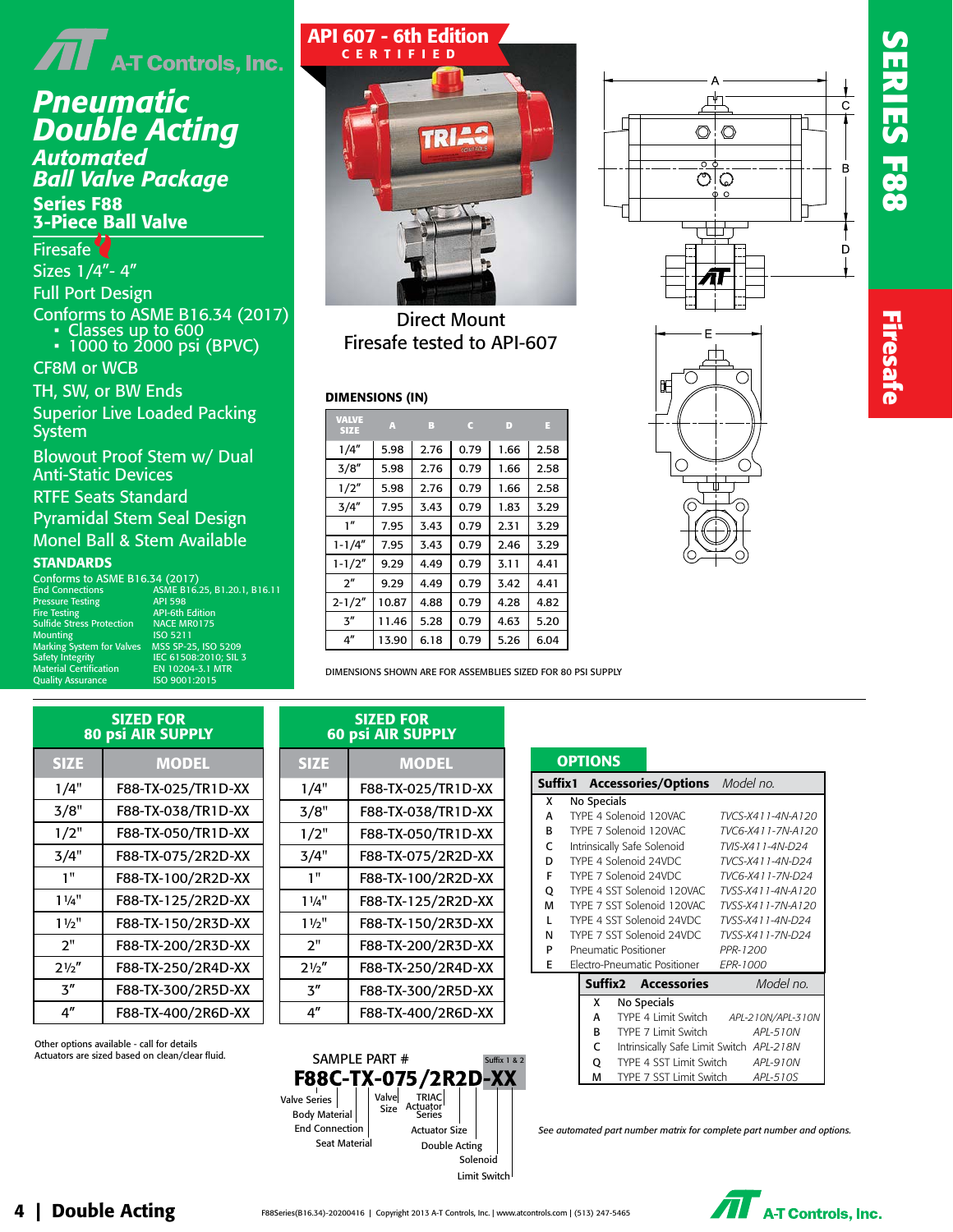# A-T Controls, Inc.

# Pneumatic Double Acting Automated Ball Valve Package

## Series F88 3-Piece Ball Valve

- Firesafe
- Sizes 1/4"- 4"
- Full Port Design
- Conforms to ASME B16.34 (2017)
  - Classes up to 600
  - 1000 to 2000 psi (BPVC)
- CF8M or WCB
- TH, SW, or BW Ends
- Superior Live Loaded Packing System
- Blowout Proof Stem w/ Dual Anti-Static Devices
- RTFE Seats Standard
- Pyramidal Stem Seal Design
- Monel Ball & Stem Available

### STANDARDS

Conforms to ASME B16.34 (2017)

| | |
|---|---|
| End Connections | ASME B16.25, B1.20.1, B16.11 |
| Pressure Testing | API 598 |
| Fire Testing | API-6th Edition |
| Sulfide Stress Protection | NACE MR0175 |
| Mounting | ISO 5211 |
| Marking System for Valves | MSS SP-25, ISO 5209 |
| Safety Integrity | IEC 61508:2010; SIL 3 |
| Material Certification | EN 10204-3.1 MTR |
| Quality Assurance | ISO 9001:2015 |

API 607 - 6th Edition CERTIFIED

Direct Mount
Firesafe tested to API-607

SERIES F88 Firesafe

### DIMENSIONS (IN)

| VALVE SIZE | A | B | C | D | E |
|---|---|---|---|---|---|
| 1/4" | 5.98 | 2.76 | 0.79 | 1.66 | 2.58 |
| 3/8" | 5.98 | 2.76 | 0.79 | 1.66 | 2.58 |
| 1/2" | 5.98 | 2.76 | 0.79 | 1.66 | 2.58 |
| 3/4" | 7.95 | 3.43 | 0.79 | 1.83 | 3.29 |
| 1" | 7.95 | 3.43 | 0.79 | 2.31 | 3.29 |
| 1-1/4" | 7.95 | 3.43 | 0.79 | 2.46 | 3.29 |
| 1-1/2" | 9.29 | 4.49 | 0.79 | 3.11 | 4.41 |
| 2" | 9.29 | 4.49 | 0.79 | 3.42 | 4.41 |
| 2-1/2" | 10.87 | 4.88 | 0.79 | 4.28 | 4.82 |
| 3" | 11.46 | 5.28 | 0.79 | 4.63 | 5.20 |
| 4" | 13.90 | 6.18 | 0.79 | 5.26 | 6.04 |

DIMENSIONS SHOWN ARE FOR ASSEMBLIES SIZED FOR 80 PSI SUPPLY

### SIZED FOR 80 psi AIR SUPPLY

| SIZE | MODEL |
|---|---|
| 1/4" | F88-TX-025/TR1D-XX |
| 3/8" | F88-TX-038/TR1D-XX |
| 1/2" | F88-TX-050/TR1D-XX |
| 3/4" | F88-TX-075/2R2D-XX |
| 1" | F88-TX-100/2R2D-XX |
| 1¼" | F88-TX-125/2R2D-XX |
| 1½" | F88-TX-150/2R3D-XX |
| 2" | F88-TX-200/2R3D-XX |
| 2½" | F88-TX-250/2R4D-XX |
| 3" | F88-TX-300/2R5D-XX |
| 4" | F88-TX-400/2R6D-XX |

### SIZED FOR 60 psi AIR SUPPLY

| SIZE | MODEL |
|---|---|
| 1/4" | F88-TX-025/TR1D-XX |
| 3/8" | F88-TX-038/TR1D-XX |
| 1/2" | F88-TX-050/TR1D-XX |
| 3/4" | F88-TX-075/2R2D-XX |
| 1" | F88-TX-100/2R2D-XX |
| 1¼" | F88-TX-125/2R2D-XX |
| 1½" | F88-TX-150/2R3D-XX |
| 2" | F88-TX-200/2R3D-XX |
| 2½" | F88-TX-250/2R4D-XX |
| 3" | F88-TX-300/2R5D-XX |
| 4" | F88-TX-400/2R6D-XX |

Other options available - call for details
Actuators are sized based on clean/clear fluid.

### OPTIONS

| Suffix1 | Accessories/Options | Model no. |
|---|---|---|
| X | No Specials | |
| A | TYPE 4 Solenoid 120VAC | TVCS-X411-4N-A120 |
| B | TYPE 7 Solenoid 120VAC | TVC6-X411-7N-A120 |
| C | Intrinsically Safe Solenoid | TVIS-X411-4N-D24 |
| D | TYPE 4 Solenoid 24VDC | TVCS-X411-4N-D24 |
| F | TYPE 7 Solenoid 24VDC | TVC6-X411-7N-D24 |
| Q | TYPE 4 SST Solenoid 120VAC | TVSS-X411-4N-A120 |
| M | TYPE 7 SST Solenoid 120VAC | TVSS-X411-7N-A120 |
| L | TYPE 4 SST Solenoid 24VDC | TVSS-X411-4N-D24 |
| N | TYPE 7 SST Solenoid 24VDC | TVSS-X411-7N-D24 |
| P | Pneumatic Positioner | PPR-1200 |
| E | Electro-Pneumatic Positioner | EPR-1000 |

| Suffix2 | Accessories | Model no. |
|---|---|---|
| X | No Specials | |
| A | TYPE 4 Limit Switch | APL-210N/APL-310N |
| B | TYPE 7 Limit Switch | APL-510N |
| C | Intrinsically Safe Limit Switch | APL-218N |
| Q | TYPE 4 SST Limit Switch | APL-910N |
| M | TYPE 7 SST Limit Switch | APL-510S |

SAMPLE PART #

**F88C-TX-075/2R2D-XX** (Suffix 1 & 2)

Valve Series | Body Material | End Connection | Seat Material | Valve Size | TRIAC Actuator Series | Actuator Size | Double Acting | Solenoid | Limit Switch

*See automated part number matrix for complete part number and options.*

Double Acting

F88Series(B16.34)-20200416 | Copyright 2013 A-T Controls, Inc. | www.atcontrols.com | (513) 247-5465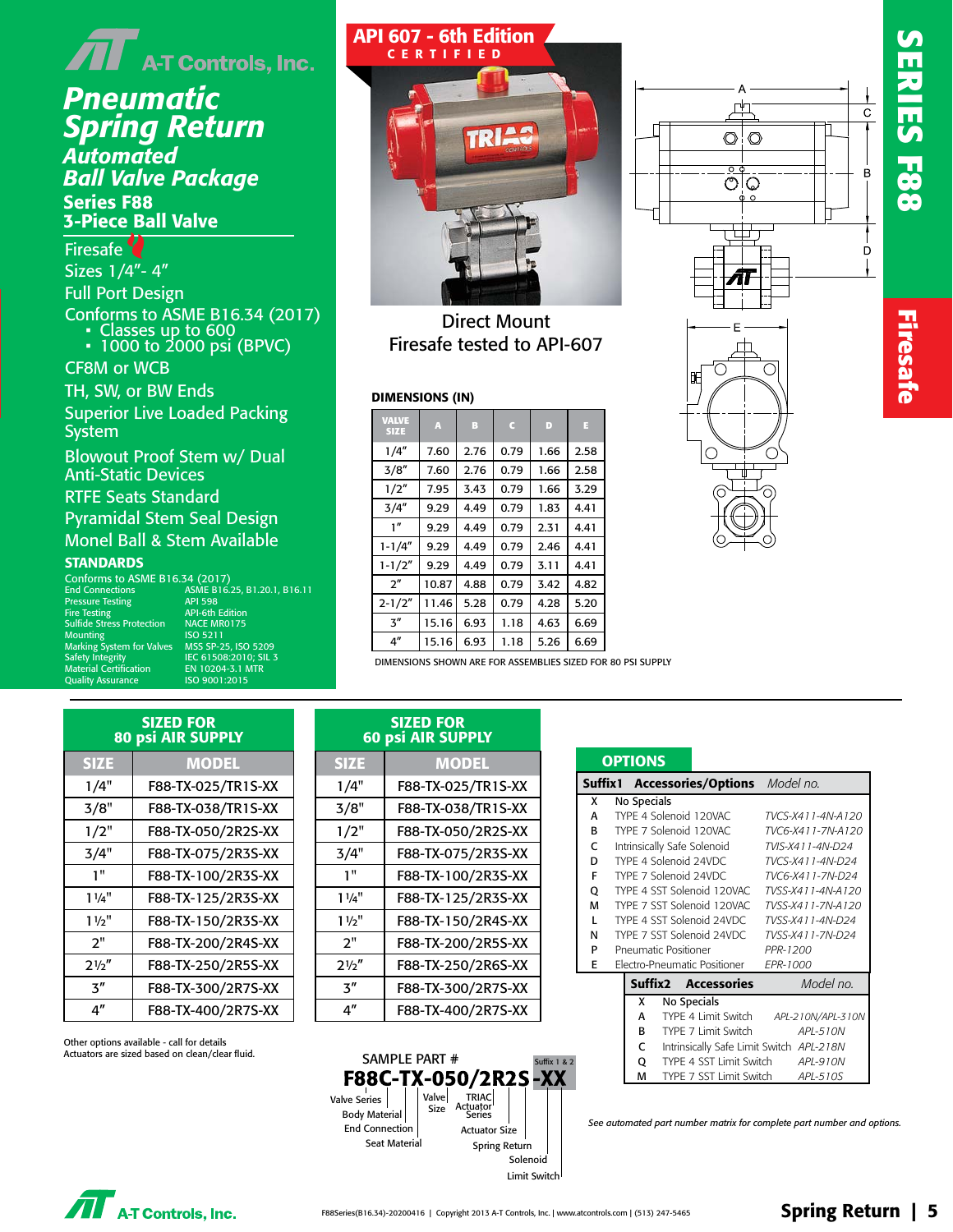# A-T Controls, Inc.

# *Pneumatic Spring Return Automated Ball Valve Package*

## Series F88
## 3-Piece Ball Valve

- Firesafe
- Sizes 1/4"- 4"
- Full Port Design
- Conforms to ASME B16.34 (2017)
  - Classes up to 600
  - 1000 to 2000 psi (BPVC)
- CF8M or WCB
- TH, SW, or BW Ends
- Superior Live Loaded Packing System
- Blowout Proof Stem w/ Dual Anti-Static Devices
- RTFE Seats Standard
- Pyramidal Stem Seal Design
- Monel Ball & Stem Available

### STANDARDS

Conforms to ASME B16.34 (2017)

| | |
|---|---|
| End Connections | ASME B16.25, B1.20.1, B16.11 |
| Pressure Testing | API 598 |
| Fire Testing | API-6th Edition |
| Sulfide Stress Protection | NACE MR0175 |
| Mounting | ISO 5211 |
| Marking System for Valves | MSS SP-25, ISO 5209 |
| Safety Integrity | IEC 61508:2010; SIL 3 |
| Material Certification | EN 10204-3.1 MTR |
| Quality Assurance | ISO 9001:2015 |

**API 607 - 6th Edition CERTIFIED**

Direct Mount
Firesafe tested to API-607

**SERIES F88** — **Firesafe**

### DIMENSIONS (IN)

| VALVE SIZE | A | B | C | D | E |
|---|---|---|---|---|---|
| 1/4" | 7.60 | 2.76 | 0.79 | 1.66 | 2.58 |
| 3/8" | 7.60 | 2.76 | 0.79 | 1.66 | 2.58 |
| 1/2" | 7.95 | 3.43 | 0.79 | 1.66 | 3.29 |
| 3/4" | 9.29 | 4.49 | 0.79 | 1.83 | 4.41 |
| 1" | 9.29 | 4.49 | 0.79 | 2.31 | 4.41 |
| 1-1/4" | 9.29 | 4.49 | 0.79 | 2.46 | 4.41 |
| 1-1/2" | 9.29 | 4.49 | 0.79 | 3.11 | 4.41 |
| 2" | 10.87 | 4.88 | 0.79 | 3.42 | 4.82 |
| 2-1/2" | 11.46 | 5.28 | 0.79 | 4.28 | 5.20 |
| 3" | 15.16 | 6.93 | 1.18 | 4.63 | 6.69 |
| 4" | 15.16 | 6.93 | 1.18 | 5.26 | 6.69 |

DIMENSIONS SHOWN ARE FOR ASSEMBLIES SIZED FOR 80 PSI SUPPLY

### SIZED FOR 80 psi AIR SUPPLY

| SIZE | MODEL |
|---|---|
| 1/4" | F88-TX-025/TR1S-XX |
| 3/8" | F88-TX-038/TR1S-XX |
| 1/2" | F88-TX-050/2R2S-XX |
| 3/4" | F88-TX-075/2R3S-XX |
| 1" | F88-TX-100/2R3S-XX |
| 1¼" | F88-TX-125/2R3S-XX |
| 1½" | F88-TX-150/2R3S-XX |
| 2" | F88-TX-200/2R4S-XX |
| 2½" | F88-TX-250/2R5S-XX |
| 3" | F88-TX-300/2R7S-XX |
| 4" | F88-TX-400/2R7S-XX |

### SIZED FOR 60 psi AIR SUPPLY

| SIZE | MODEL |
|---|---|
| 1/4" | F88-TX-025/TR1S-XX |
| 3/8" | F88-TX-038/TR1S-XX |
| 1/2" | F88-TX-050/2R2S-XX |
| 3/4" | F88-TX-075/2R3S-XX |
| 1" | F88-TX-100/2R3S-XX |
| 1¼" | F88-TX-125/2R3S-XX |
| 1½" | F88-TX-150/2R4S-XX |
| 2" | F88-TX-200/2R5S-XX |
| 2½" | F88-TX-250/2R6S-XX |
| 3" | F88-TX-300/2R7S-XX |
| 4" | F88-TX-400/2R7S-XX |

Other options available - call for details
Actuators are sized based on clean/clear fluid.

### OPTIONS

| Suffix1 | Accessories/Options | *Model no.* |
|---|---|---|
| X | No Specials | |
| A | TYPE 4 Solenoid 120VAC | *TVCS-X411-4N-A120* |
| B | TYPE 7 Solenoid 120VAC | *TVC6-X411-7N-A120* |
| C | Intrinsically Safe Solenoid | *TVIS-X411-4N-D24* |
| D | TYPE 4 Solenoid 24VDC | *TVCS-X411-4N-D24* |
| F | TYPE 7 Solenoid 24VDC | *TVC6-X411-7N-D24* |
| Q | TYPE 4 SST Solenoid 120VAC | *TVSS-X411-4N-A120* |
| M | TYPE 7 SST Solenoid 120VAC | *TVSS-X411-7N-A120* |
| L | TYPE 4 SST Solenoid 24VDC | *TVSS-X411-4N-D24* |
| N | TYPE 7 SST Solenoid 24VDC | *TVSS-X411-7N-D24* |
| P | Pneumatic Positioner | *PPR-1200* |
| E | Electro-Pneumatic Positioner | *EPR-1000* |

| Suffix2 | Accessories | *Model no.* |
|---|---|---|
| X | No Specials | |
| A | TYPE 4 Limit Switch | *APL-210N/APL-310N* |
| B | TYPE 7 Limit Switch | *APL-510N* |
| C | Intrinsically Safe Limit Switch | *APL-218N* |
| Q | TYPE 4 SST Limit Switch | *APL-910N* |
| M | TYPE 7 SST Limit Switch | *APL-510S* |

SAMPLE PART #

**F88C-TX-050/2R2S-XX**

- Valve Series
- Body Material
- End Connection
- Seat Material
- Valve Size
- TRIAC Actuator Series
- Actuator Size
- Spring Return
- Solenoid
- Limit Switch
- Suffix 1 & 2

*See automated part number matrix for complete part number and options.*

F88Series(B16.34)-20200416 | Copyright 2013 A-T Controls, Inc. | www.atcontrols.com | (513) 247-5465

**Spring Return**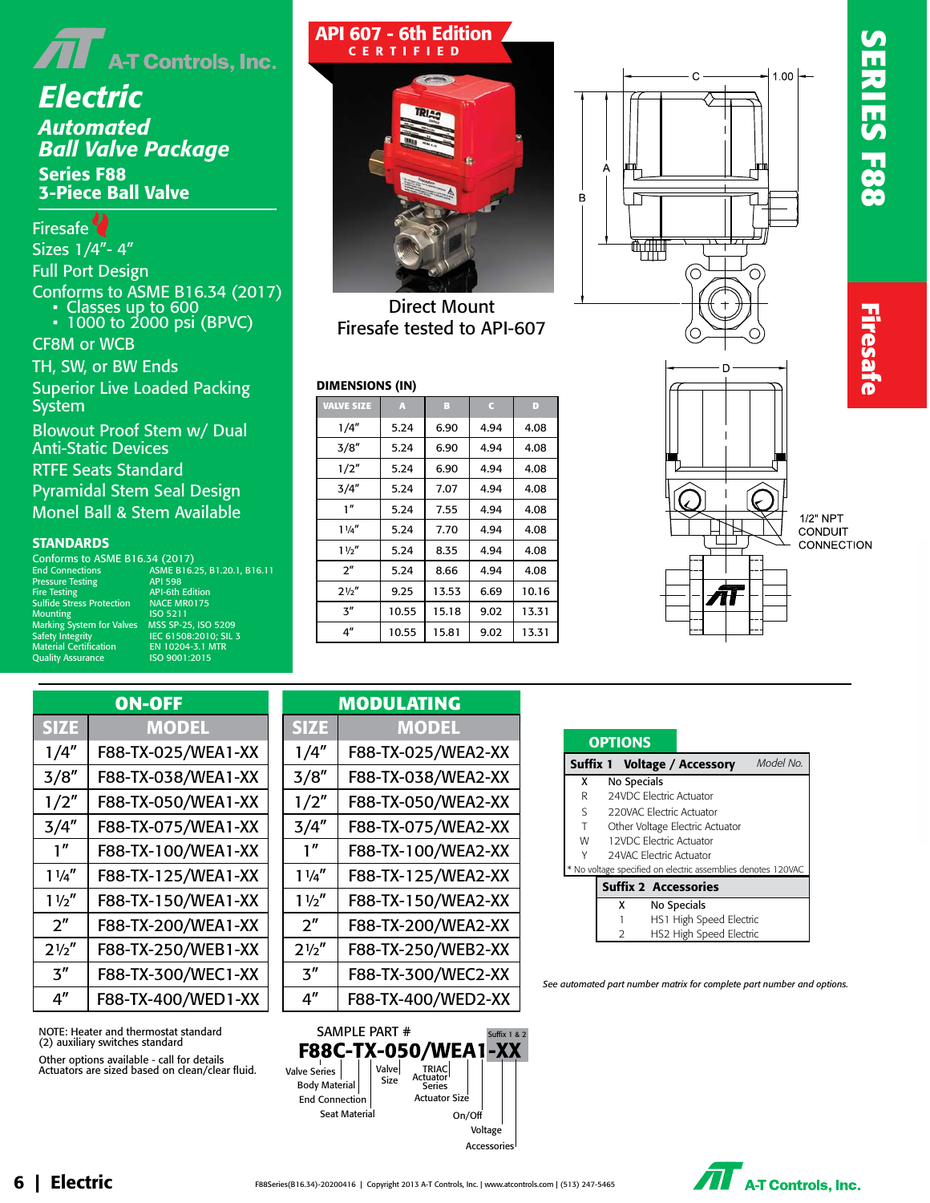# A-T Controls, Inc.

## Electric Automated Ball Valve Package

### Series F88 3-Piece Ball Valve

- Firesafe
- Sizes 1/4"- 4"
- Full Port Design
- Conforms to ASME B16.34 (2017)
  - Classes up to 600
  - 1000 to 2000 psi (BPVC)
- CF8M or WCB
- TH, SW, or BW Ends
- Superior Live Loaded Packing System
- Blowout Proof Stem w/ Dual Anti-Static Devices
- RTFE Seats Standard
- Pyramidal Stem Seal Design
- Monel Ball & Stem Available

### STANDARDS

Conforms to ASME B16.34 (2017)

| | |
|---|---|
| End Connections | ASME B16.25, B1.20.1, B16.11 |
| Pressure Testing | API 598 |
| Fire Testing | API-6th Edition |
| Sulfide Stress Protection | NACE MR0175 |
| Mounting | ISO 5211 |
| Marking System for Valves | MSS SP-25, ISO 5209 |
| Safety Integrity | IEC 61508:2010; SIL 3 |
| Material Certification | EN 10204-3.1 MTR |
| Quality Assurance | ISO 9001:2015 |

**API 607 - 6th Edition CERTIFIED**

Direct Mount
Firesafe tested to API-607

**SERIES F88** — **Firesafe**

1/2" NPT CONDUIT CONNECTION

### DIMENSIONS (IN)

| VALVE SIZE | A | B | C | D |
|---|---|---|---|---|
| 1/4" | 5.24 | 6.90 | 4.94 | 4.08 |
| 3/8" | 5.24 | 6.90 | 4.94 | 4.08 |
| 1/2" | 5.24 | 6.90 | 4.94 | 4.08 |
| 3/4" | 5.24 | 7.07 | 4.94 | 4.08 |
| 1" | 5.24 | 7.55 | 4.94 | 4.08 |
| 1¼" | 5.24 | 7.70 | 4.94 | 4.08 |
| 1½" | 5.24 | 8.35 | 4.94 | 4.08 |
| 2" | 5.24 | 8.66 | 4.94 | 4.08 |
| 2½" | 9.25 | 13.53 | 6.69 | 10.16 |
| 3" | 10.55 | 15.18 | 9.02 | 13.31 |
| 4" | 10.55 | 15.81 | 9.02 | 13.31 |

### ON-OFF

| SIZE | MODEL |
|---|---|
| 1/4" | F88-TX-025/WEA1-XX |
| 3/8" | F88-TX-038/WEA1-XX |
| 1/2" | F88-TX-050/WEA1-XX |
| 3/4" | F88-TX-075/WEA1-XX |
| 1" | F88-TX-100/WEA1-XX |
| 1¼" | F88-TX-125/WEA1-XX |
| 1½" | F88-TX-150/WEA1-XX |
| 2" | F88-TX-200/WEA1-XX |
| 2½" | F88-TX-250/WEB1-XX |
| 3" | F88-TX-300/WEC1-XX |
| 4" | F88-TX-400/WED1-XX |

### MODULATING

| SIZE | MODEL |
|---|---|
| 1/4" | F88-TX-025/WEA2-XX |
| 3/8" | F88-TX-038/WEA2-XX |
| 1/2" | F88-TX-050/WEA2-XX |
| 3/4" | F88-TX-075/WEA2-XX |
| 1" | F88-TX-100/WEA2-XX |
| 1¼" | F88-TX-125/WEA2-XX |
| 1½" | F88-TX-150/WEA2-XX |
| 2" | F88-TX-200/WEA2-XX |
| 2½" | F88-TX-250/WEB2-XX |
| 3" | F88-TX-300/WEC2-XX |
| 4" | F88-TX-400/WED2-XX |

### OPTIONS

| Suffix 1 | Voltage / Accessory *Model No.* |
|---|---|
| X | No Specials |
| R | 24VDC Electric Actuator |
| S | 220VAC Electric Actuator |
| T | Other Voltage Electric Actuator |
| W | 12VDC Electric Actuator |
| Y | 24VAC Electric Actuator |

\* No voltage specified on electric assemblies denotes 120VAC

| Suffix 2 | Accessories |
|---|---|
| X | No Specials |
| 1 | HS1 High Speed Electric |
| 2 | HS2 High Speed Electric |

*See automated part number matrix for complete part number and options.*

NOTE: Heater and thermostat standard
(2) auxiliary switches standard

Other options available - call for details
Actuators are sized based on clean/clear fluid.

SAMPLE PART #

**F88C-TX-050/WEA1-XX** (Suffix 1 & 2)

- Valve Series
- Body Material
- End Connection
- Seat Material
- Valve Size
- TRIAC Actuator Series
- Actuator Size
- On/Off
- Voltage
- Accessories

F88Series(B16.34)-20200416 | Copyright 2013 A-T Controls, Inc. | www.atcontrols.com | (513) 247-5465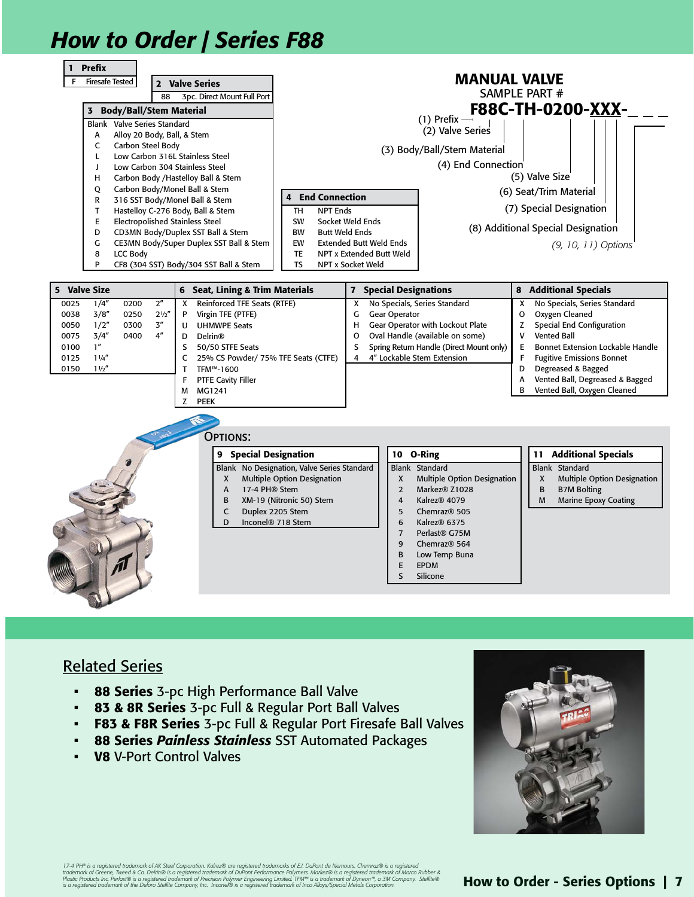# How to Order | Series F88

## MANUAL VALVE

SAMPLE PART #

**F88C-TH-0200-XXX-_ _ _**

(1) Prefix
(2) Valve Series
(3) Body/Ball/Stem Material
(4) End Connection
(5) Valve Size
(6) Seat/Trim Material
(7) Special Designation
(8) Additional Special Designation
*(9, 10, 11) Options*

| 1 Prefix | |
|---|---|
| F | Firesafe Tested |

| 2 Valve Series | |
|---|---|
| 88 | 3pc. Direct Mount Full Port |

| 3 Body/Ball/Stem Material | |
|---|---|
| Blank | Valve Series Standard |
| A | Alloy 20 Body, Ball, & Stem |
| C | Carbon Steel Body |
| L | Low Carbon 316L Stainless Steel |
| J | Low Carbon 304 Stainless Steel |
| H | Carbon Body /Hastelloy Ball & Stem |
| Q | Carbon Body/Monel Ball & Stem |
| R | 316 SST Body/Monel Ball & Stem |
| T | Hastelloy C-276 Body, Ball & Stem |
| E | Electropolished Stainless Steel |
| D | CD3MN Body/Duplex SST Ball & Stem |
| G | CE3MN Body/Super Duplex SST Ball & Stem |
| 8 | LCC Body |
| P | CF8 (304 SST) Body/304 SST Ball & Stem |

| 4 End Connection | |
|---|---|
| TH | NPT Ends |
| SW | Socket Weld Ends |
| BW | Butt Weld Ends |
| EW | Extended Butt Weld Ends |
| TE | NPT x Extended Butt Weld |
| TS | NPT x Socket Weld |

| 5 Valve Size | | | |
|---|---|---|---|
| 0025 | 1/4" | 0200 | 2" |
| 0038 | 3/8" | 0250 | 2½" |
| 0050 | 1/2" | 0300 | 3" |
| 0075 | 3/4" | 0400 | 4" |
| 0100 | 1" | | |
| 0125 | 1¼" | | |
| 0150 | 1½" | | |

| 6 Seat, Lining & Trim Materials | |
|---|---|
| X | Reinforced TFE Seats (RTFE) |
| P | Virgin TFE (PTFE) |
| U | UHMWPE Seats |
| D | Delrin® |
| S | 50/50 STFE Seats |
| C | 25% CS Powder/ 75% TFE Seats (CTFE) |
| T | TFM™-1600 |
| F | PTFE Cavity Filler |
| M | MG1241 |
| Z | PEEK |

| 7 Special Designations | |
|---|---|
| X | No Specials, Series Standard |
| G | Gear Operator |
| H | Gear Operator with Lockout Plate |
| O | Oval Handle (available on some) |
| S | Spring Return Handle (Direct Mount only) |
| 4 | 4" Lockable Stem Extension |

| 8 Additional Specials | |
|---|---|
| X | No Specials, Series Standard |
| O | Oxygen Cleaned |
| Z | Special End Configuration |
| V | Vented Ball |
| E | Bonnet Extension Lockable Handle |
| F | Fugitive Emissions Bonnet |
| D | Degreased & Bagged |
| A | Vented Ball, Degreased & Bagged |
| B | Vented Ball, Oxygen Cleaned |

## Options:

| 9 Special Designation | |
|---|---|
| Blank | No Designation, Valve Series Standard |
| X | Multiple Option Designation |
| A | 17-4 PH® Stem |
| B | XM-19 (Nitronic 50) Stem |
| C | Duplex 2205 Stem |
| D | Inconel® 718 Stem |

| 10 O-Ring | |
|---|---|
| Blank | Standard |
| X | Multiple Option Designation |
| 2 | Markez® Z1028 |
| 4 | Kalrez® 4079 |
| 5 | Chemraz® 505 |
| 6 | Kalrez® 6375 |
| 7 | Perlast® G75M |
| 9 | Chemraz® 564 |
| B | Low Temp Buna |
| E | EPDM |
| S | Silicone |

| 11 Additional Specials | |
|---|---|
| Blank | Standard |
| X | Multiple Option Designation |
| B | B7M Bolting |
| M | Marine Epoxy Coating |

## Related Series

- **88 Series** 3-pc High Performance Ball Valve
- **83 & 8R Series** 3-pc Full & Regular Port Ball Valves
- **F83 & F8R Series** 3-pc Full & Regular Port Firesafe Ball Valves
- **88 Series *Painless Stainless*** SST Automated Packages
- **V8** V-Port Control Valves

*17-4 PH® is a registered trademark of AK Steel Corporation. Kalrez® are registered trademarks of E.I. DuPont de Nemours. Chemraz® is a registered trademark of Greene, Tweed & Co. Delrin® is a registered trademark of DuPont Performance Polymers. Markez® is a registered trademark of Marco Rubber & Plastic Products Inc. Perlast® is a registered trademark of Precision Polymer Engineering Limited. TFM™ is a trademark of Dyneon™, a 3M Company. Stellite® is a registered trademark of the Deloro Stellite Company, Inc. Inconel® is a registered trademark of Inco Alloys/Special Metals Corporation.*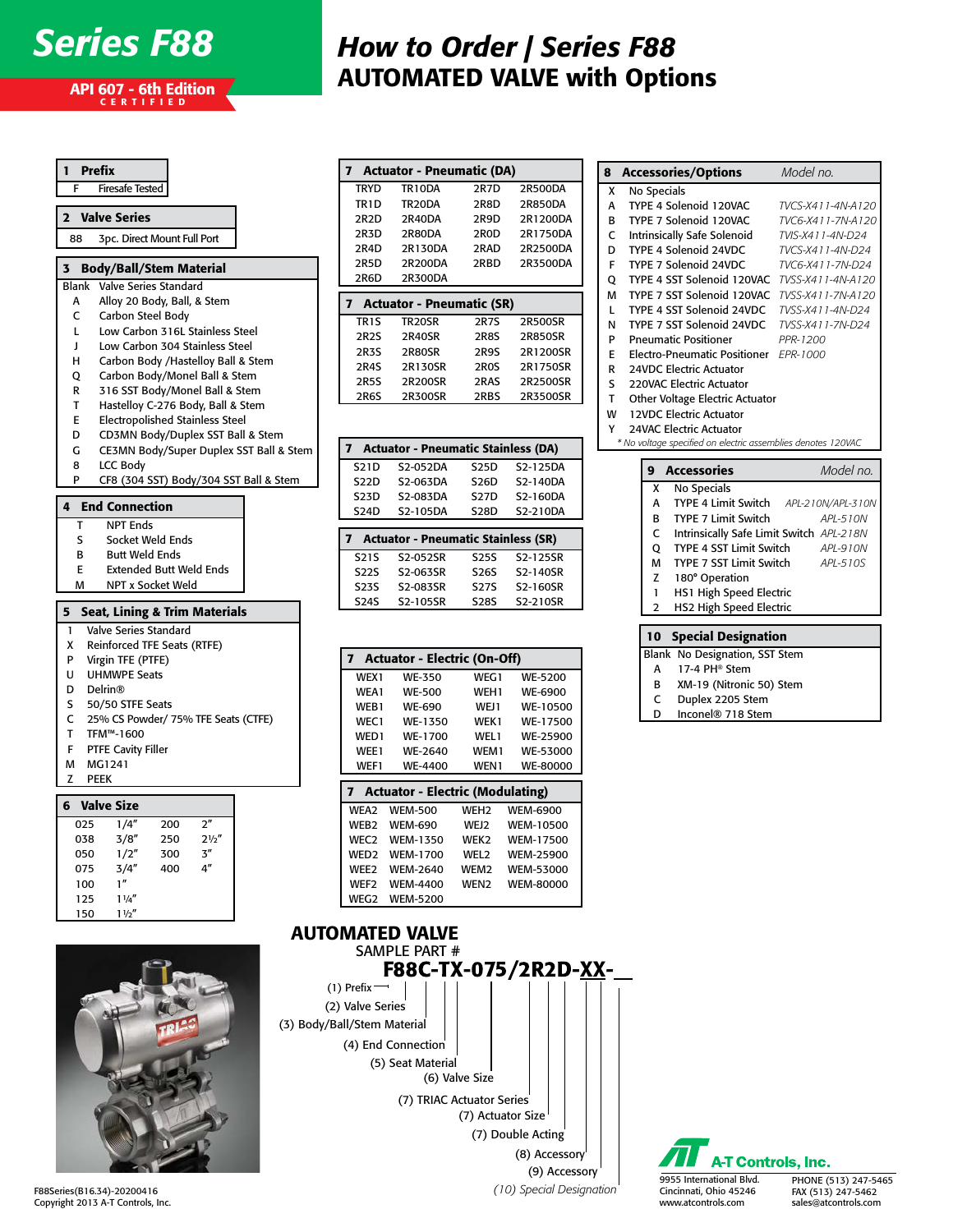# Series F88

**API 607 - 6th Edition CERTIFIED**

# How to Order | Series F88
## AUTOMATED VALVE with Options

| 1 Prefix | |
|---|---|
| F | Firesafe Tested |

| 2 Valve Series | |
|---|---|
| 88 | 3pc. Direct Mount Full Port |

| 3 Body/Ball/Stem Material | |
|---|---|
| Blank | Valve Series Standard |
| A | Alloy 20 Body, Ball, & Stem |
| C | Carbon Steel Body |
| L | Low Carbon 316L Stainless Steel |
| J | Low Carbon 304 Stainless Steel |
| H | Carbon Body /Hastelloy Ball & Stem |
| Q | Carbon Body/Monel Ball & Stem |
| R | 316 SST Body/Monel Ball & Stem |
| T | Hastelloy C-276 Body, Ball & Stem |
| E | Electropolished Stainless Steel |
| D | CD3MN Body/Duplex SST Ball & Stem |
| G | CE3MN Body/Super Duplex SST Ball & Stem |
| 8 | LCC Body |
| P | CF8 (304 SST) Body/304 SST Ball & Stem |

| 4 End Connection | |
|---|---|
| T | NPT Ends |
| S | Socket Weld Ends |
| B | Butt Weld Ends |
| E | Extended Butt Weld Ends |
| M | NPT x Socket Weld |

| 5 Seat, Lining & Trim Materials | |
|---|---|
| 1 | Valve Series Standard |
| X | Reinforced TFE Seats (RTFE) |
| P | Virgin TFE (PTFE) |
| U | UHMWPE Seats |
| D | Delrin® |
| S | 50/50 STFE Seats |
| C | 25% CS Powder/ 75% TFE Seats (CTFE) |
| T | TFM™-1600 |
| F | PTFE Cavity Filler |
| M | MG1241 |
| Z | PEEK |

| 6 Valve Size | | | |
|---|---|---|---|
| 025 | 1/4" | 200 | 2" |
| 038 | 3/8" | 250 | 2½" |
| 050 | 1/2" | 300 | 3" |
| 075 | 3/4" | 400 | 4" |
| 100 | 1" | | |
| 125 | 1¼" | | |
| 150 | 1½" | | |

| 7 Actuator - Pneumatic (DA) | | | |
|---|---|---|---|
| TRYD | TR10DA | 2R7D | 2R500DA |
| TR1D | TR20DA | 2R8D | 2R850DA |
| 2R2D | 2R40DA | 2R9D | 2R1200DA |
| 2R3D | 2R80DA | 2R0D | 2R1750DA |
| 2R4D | 2R130DA | 2RAD | 2R2500DA |
| 2R5D | 2R200DA | 2RBD | 2R3500DA |
| 2R6D | 2R300DA | | |

| 7 Actuator - Pneumatic (SR) | | | |
|---|---|---|---|
| TR1S | TR20SR | 2R7S | 2R500SR |
| 2R2S | 2R40SR | 2R8S | 2R850SR |
| 2R3S | 2R80SR | 2R9S | 2R1200SR |
| 2R4S | 2R130SR | 2R0S | 2R1750SR |
| 2R5S | 2R200SR | 2RAS | 2R2500SR |
| 2R6S | 2R300SR | 2RBS | 2R3500SR |

| 7 Actuator - Pneumatic Stainless (DA) | | | |
|---|---|---|---|
| S21D | S2-052DA | S25D | S2-125DA |
| S22D | S2-063DA | S26D | S2-140DA |
| S23D | S2-083DA | S27D | S2-160DA |
| S24D | S2-105DA | S28D | S2-210DA |

| 7 Actuator - Pneumatic Stainless (SR) | | | |
|---|---|---|---|
| S21S | S2-052SR | S25S | S2-125SR |
| S22S | S2-063SR | S26S | S2-140SR |
| S23S | S2-083SR | S27S | S2-160SR |
| S24S | S2-105SR | S28S | S2-210SR |

| 7 Actuator - Electric (On-Off) | | | |
|---|---|---|---|
| WEX1 | WE-350 | WEG1 | WE-5200 |
| WEA1 | WE-500 | WEH1 | WE-6900 |
| WEB1 | WE-690 | WEJ1 | WE-10500 |
| WEC1 | WE-1350 | WEK1 | WE-17500 |
| WED1 | WE-1700 | WEL1 | WE-25900 |
| WEE1 | WE-2640 | WEM1 | WE-53000 |
| WEF1 | WE-4400 | WEN1 | WE-80000 |

| 7 Actuator - Electric (Modulating) | | | |
|---|---|---|---|
| WEA2 | WEM-500 | WEH2 | WEM-6900 |
| WEB2 | WEM-690 | WEJ2 | WEM-10500 |
| WEC2 | WEM-1350 | WEK2 | WEM-17500 |
| WED2 | WEM-1700 | WEL2 | WEM-25900 |
| WEE2 | WEM-2640 | WEM2 | WEM-53000 |
| WEF2 | WEM-4400 | WEN2 | WEM-80000 |
| WEG2 | WEM-5200 | | |

| 8 Accessories/Options | | *Model no.* |
|---|---|---|
| X | No Specials | |
| A | TYPE 4 Solenoid 120VAC | *TVCS-X411-4N-A120* |
| B | TYPE 7 Solenoid 120VAC | *TVC6-X411-7N-A120* |
| C | Intrinsically Safe Solenoid | *TVIS-X411-4N-D24* |
| D | TYPE 4 Solenoid 24VDC | *TVCS-X411-4N-D24* |
| F | TYPE 7 Solenoid 24VDC | *TVC6-X411-7N-D24* |
| Q | TYPE 4 SST Solenoid 120VAC | *TVSS-X411-4N-A120* |
| M | TYPE 7 SST Solenoid 120VAC | *TVSS-X411-7N-A120* |
| L | TYPE 4 SST Solenoid 24VDC | *TVSS-X411-4N-D24* |
| N | TYPE 7 SST Solenoid 24VDC | *TVSS-X411-7N-D24* |
| P | Pneumatic Positioner | *PPR-1200* |
| E | Electro-Pneumatic Positioner | *EPR-1000* |
| R | 24VDC Electric Actuator | |
| S | 220VAC Electric Actuator | |
| T | Other Voltage Electric Actuator | |
| W | 12VDC Electric Actuator | |
| Y | 24VAC Electric Actuator | |

*\* No voltage specified on electric assemblies denotes 120VAC*

| 9 Accessories | | *Model no.* |
|---|---|---|
| X | No Specials | |
| A | TYPE 4 Limit Switch | *APL-210N/APL-310N* |
| B | TYPE 7 Limit Switch | *APL-510N* |
| C | Intrinsically Safe Limit Switch | *APL-218N* |
| Q | TYPE 4 SST Limit Switch | *APL-910N* |
| M | TYPE 7 SST Limit Switch | *APL-510S* |
| Z | 180° Operation | |
| 1 | HS1 High Speed Electric | |
| 2 | HS2 High Speed Electric | |

| 10 Special Designation | |
|---|---|
| Blank | No Designation, SST Stem |
| A | 17-4 PH® Stem |
| B | XM-19 (Nitronic 50) Stem |
| C | Duplex 2205 Stem |
| D | Inconel® 718 Stem |

## AUTOMATED VALVE

SAMPLE PART #

**F88C-TX-075/2R2D-XX-__**

- (1) Prefix
- (2) Valve Series
- (3) Body/Ball/Stem Material
- (4) End Connection
- (5) Seat Material
- (6) Valve Size
- (7) TRIAC Actuator Series
- (7) Actuator Size
- (7) Double Acting
- (8) Accessory
- (9) Accessory
- *(10) Special Designation*

F88Series(B16.34)-20200416
Copyright 2013 A-T Controls, Inc.

**A-T Controls, Inc.**
9955 International Blvd.
Cincinnati, Ohio 45246
www.atcontrols.com

PHONE (513) 247-5465
FAX (513) 247-5462
sales@atcontrols.com